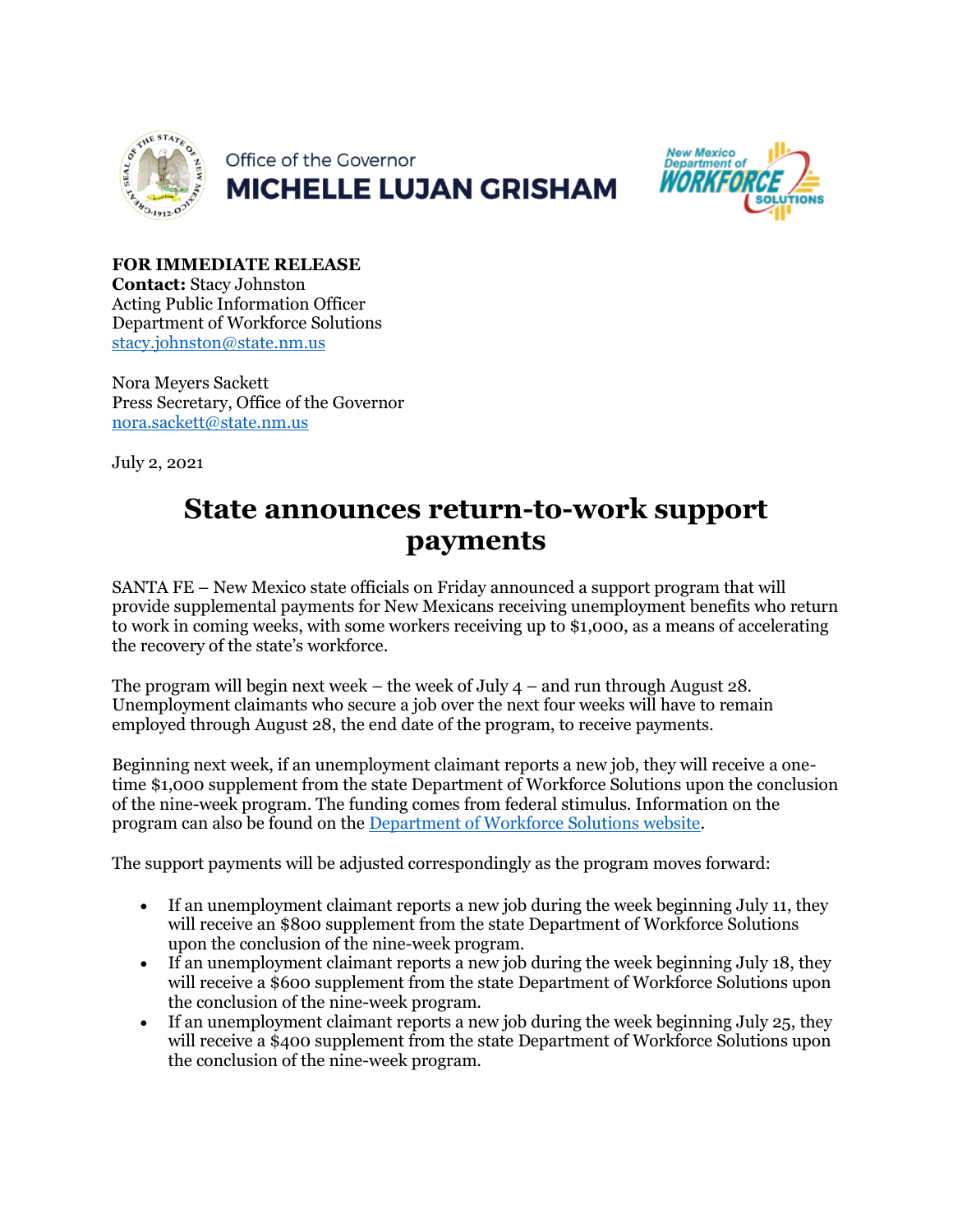Office of the Governor
**MICHELLE LUJAN GRISHAM**

New Mexico Department of WORKFORCE SOLUTIONS

**FOR IMMEDIATE RELEASE**
**Contact:** Stacy Johnston
Acting Public Information Officer
Department of Workforce Solutions
[stacy.johnston@state.nm.us](mailto:stacy.johnston@state.nm.us)

Nora Meyers Sackett
Press Secretary, Office of the Governor
[nora.sackett@state.nm.us](mailto:nora.sackett@state.nm.us)

July 2, 2021

# State announces return-to-work support payments

SANTA FE – New Mexico state officials on Friday announced a support program that will provide supplemental payments for New Mexicans receiving unemployment benefits who return to work in coming weeks, with some workers receiving up to $1,000, as a means of accelerating the recovery of the state's workforce.

The program will begin next week – the week of July 4 – and run through August 28. Unemployment claimants who secure a job over the next four weeks will have to remain employed through August 28, the end date of the program, to receive payments.

Beginning next week, if an unemployment claimant reports a new job, they will receive a one-time $1,000 supplement from the state Department of Workforce Solutions upon the conclusion of the nine-week program. The funding comes from federal stimulus. Information on the program can also be found on the Department of Workforce Solutions website.

The support payments will be adjusted correspondingly as the program moves forward:

- If an unemployment claimant reports a new job during the week beginning July 11, they will receive an $800 supplement from the state Department of Workforce Solutions upon the conclusion of the nine-week program.
- If an unemployment claimant reports a new job during the week beginning July 18, they will receive a $600 supplement from the state Department of Workforce Solutions upon the conclusion of the nine-week program.
- If an unemployment claimant reports a new job during the week beginning July 25, they will receive a $400 supplement from the state Department of Workforce Solutions upon the conclusion of the nine-week program.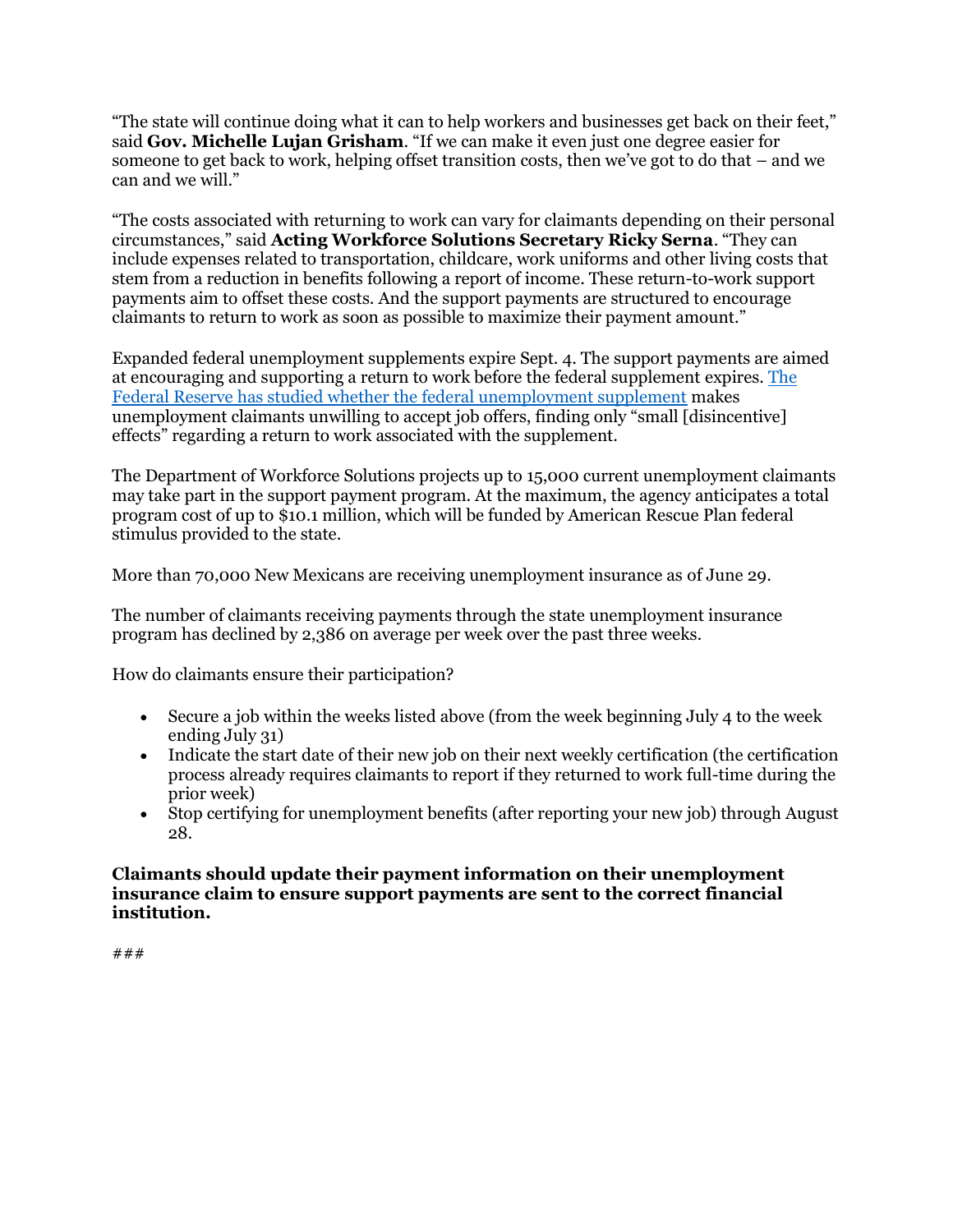“The state will continue doing what it can to help workers and businesses get back on their feet,” said **Gov. Michelle Lujan Grisham**. “If we can make it even just one degree easier for someone to get back to work, helping offset transition costs, then we’ve got to do that – and we can and we will.”

“The costs associated with returning to work can vary for claimants depending on their personal circumstances,” said **Acting Workforce Solutions Secretary Ricky Serna**. “They can include expenses related to transportation, childcare, work uniforms and other living costs that stem from a reduction in benefits following a report of income. These return-to-work support payments aim to offset these costs. And the support payments are structured to encourage claimants to return to work as soon as possible to maximize their payment amount.”

Expanded federal unemployment supplements expire Sept. 4. The support payments are aimed at encouraging and supporting a return to work before the federal supplement expires. The Federal Reserve has studied whether the federal unemployment supplement makes unemployment claimants unwilling to accept job offers, finding only “small [disincentive] effects” regarding a return to work associated with the supplement.

The Department of Workforce Solutions projects up to 15,000 current unemployment claimants may take part in the support payment program. At the maximum, the agency anticipates a total program cost of up to $10.1 million, which will be funded by American Rescue Plan federal stimulus provided to the state.

More than 70,000 New Mexicans are receiving unemployment insurance as of June 29.

The number of claimants receiving payments through the state unemployment insurance program has declined by 2,386 on average per week over the past three weeks.

How do claimants ensure their participation?

- Secure a job within the weeks listed above (from the week beginning July 4 to the week ending July 31)
- Indicate the start date of their new job on their next weekly certification (the certification process already requires claimants to report if they returned to work full-time during the prior week)
- Stop certifying for unemployment benefits (after reporting your new job) through August 28.

**Claimants should update their payment information on their unemployment insurance claim to ensure support payments are sent to the correct financial institution.**

###